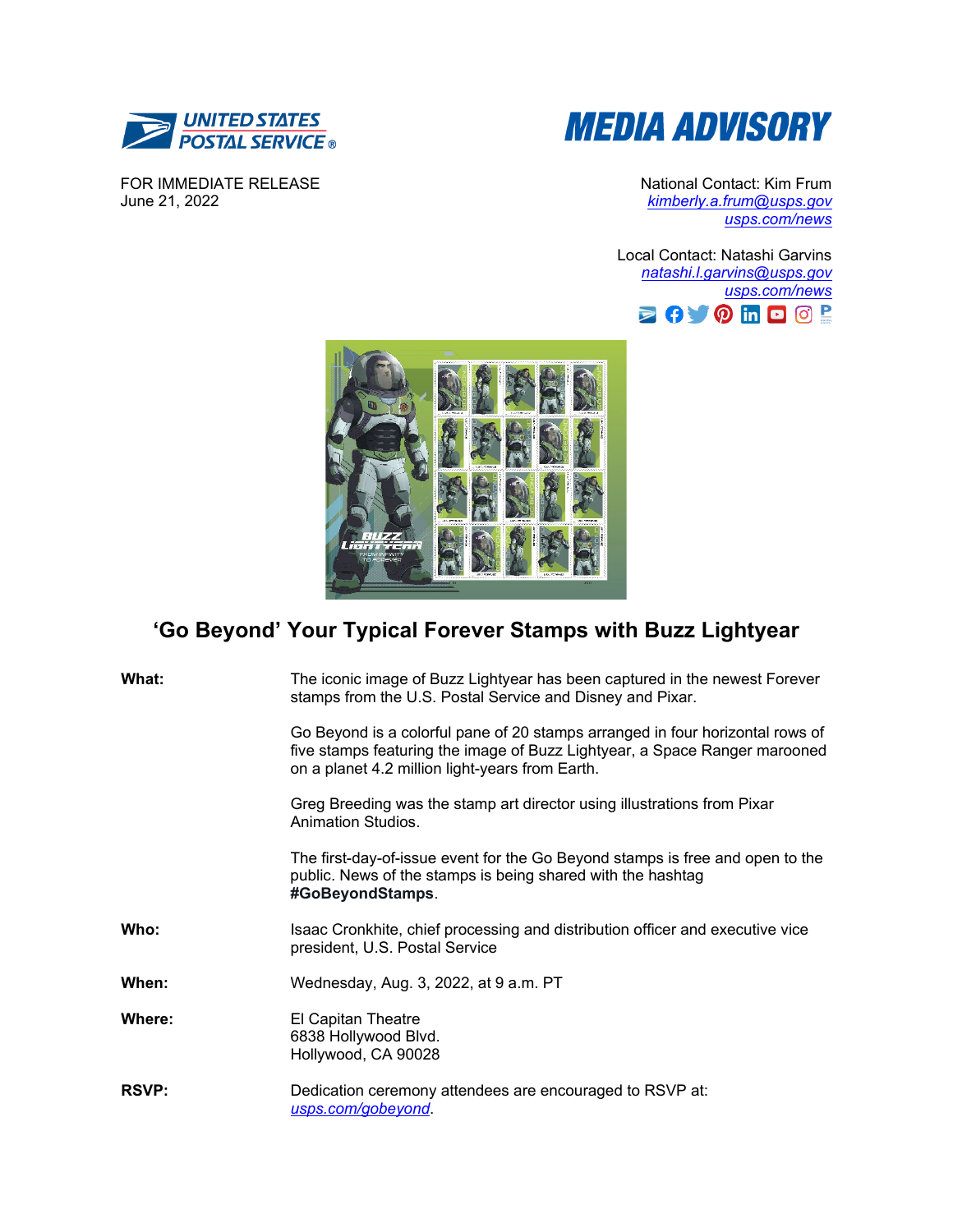UNITED STATES POSTAL SERVICE®

# MEDIA ADVISORY

FOR IMMEDIATE RELEASE
June 21, 2022

National Contact: Kim Frum
kimberly.a.frum@usps.gov
usps.com/news

Local Contact: Natashi Garvins
natashi.l.garvins@usps.gov
usps.com/news

## 'Go Beyond' Your Typical Forever Stamps with Buzz Lightyear

**What:** The iconic image of Buzz Lightyear has been captured in the newest Forever stamps from the U.S. Postal Service and Disney and Pixar.

Go Beyond is a colorful pane of 20 stamps arranged in four horizontal rows of five stamps featuring the image of Buzz Lightyear, a Space Ranger marooned on a planet 4.2 million light-years from Earth.

Greg Breeding was the stamp art director using illustrations from Pixar Animation Studios.

The first-day-of-issue event for the Go Beyond stamps is free and open to the public. News of the stamps is being shared with the hashtag **#GoBeyondStamps**.

**Who:** Isaac Cronkhite, chief processing and distribution officer and executive vice president, U.S. Postal Service

**When:** Wednesday, Aug. 3, 2022, at 9 a.m. PT

**Where:** El Capitan Theatre
6838 Hollywood Blvd.
Hollywood, CA 90028

**RSVP:** Dedication ceremony attendees are encouraged to RSVP at: usps.com/gobeyond.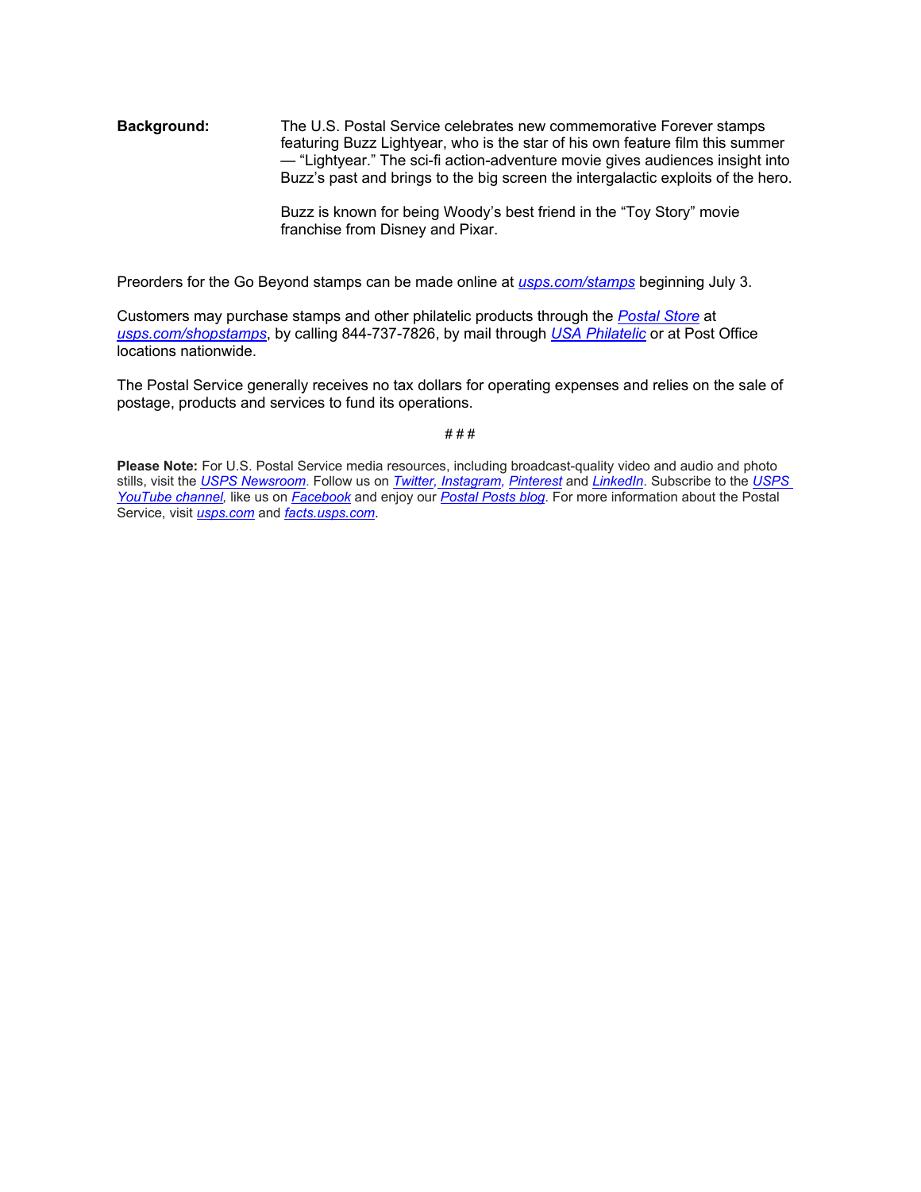**Background:** The U.S. Postal Service celebrates new commemorative Forever stamps featuring Buzz Lightyear, who is the star of his own feature film this summer — “Lightyear.” The sci-fi action-adventure movie gives audiences insight into Buzz’s past and brings to the big screen the intergalactic exploits of the hero.

Buzz is known for being Woody’s best friend in the “Toy Story” movie franchise from Disney and Pixar.

Preorders for the Go Beyond stamps can be made online at *usps.com/stamps* beginning July 3.

Customers may purchase stamps and other philatelic products through the *Postal Store* at *usps.com/shopstamps*, by calling 844-737-7826, by mail through *USA Philatelic* or at Post Office locations nationwide.

The Postal Service generally receives no tax dollars for operating expenses and relies on the sale of postage, products and services to fund its operations.

# # #

**Please Note:** For U.S. Postal Service media resources, including broadcast-quality video and audio and photo stills, visit the *USPS Newsroom*. Follow us on *Twitter*, *Instagram*, *Pinterest* and *LinkedIn*. Subscribe to the *USPS YouTube channel*, like us on *Facebook* and enjoy our *Postal Posts blog*. For more information about the Postal Service, visit *usps.com* and *facts.usps.com*.